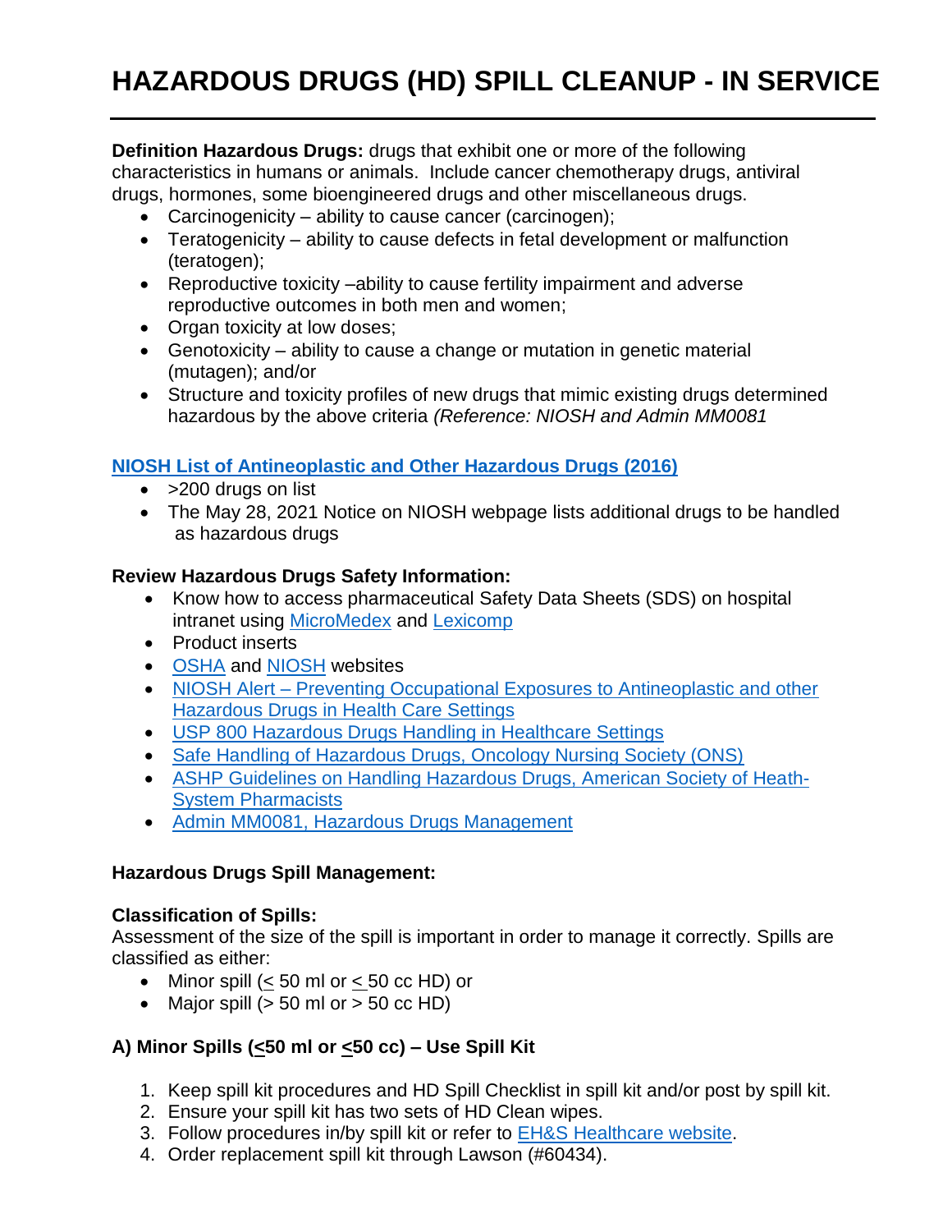# HAZARDOUS DRUGS (HD) SPILL CLEANUP - IN SERVICE

**Definition Hazardous Drugs:** drugs that exhibit one or more of the following characteristics in humans or animals. Include cancer chemotherapy drugs, antiviral drugs, hormones, some bioengineered drugs and other miscellaneous drugs.

- Carcinogenicity – ability to cause cancer (carcinogen);
- Teratogenicity – ability to cause defects in fetal development or malfunction (teratogen);
- Reproductive toxicity –ability to cause fertility impairment and adverse reproductive outcomes in both men and women;
- Organ toxicity at low doses;
- Genotoxicity – ability to cause a change or mutation in genetic material (mutagen); and/or
- Structure and toxicity profiles of new drugs that mimic existing drugs determined hazardous by the above criteria *(Reference: NIOSH and Admin MM0081*

**NIOSH List of Antineoplastic and Other Hazardous Drugs (2016)**

- >200 drugs on list
- The May 28, 2021 Notice on NIOSH webpage lists additional drugs to be handled as hazardous drugs

**Review Hazardous Drugs Safety Information:**

- Know how to access pharmaceutical Safety Data Sheets (SDS) on hospital intranet using MicroMedex and Lexicomp
- Product inserts
- OSHA and NIOSH websites
- NIOSH Alert – Preventing Occupational Exposures to Antineoplastic and other Hazardous Drugs in Health Care Settings
- USP 800 Hazardous Drugs Handling in Healthcare Settings
- Safe Handling of Hazardous Drugs, Oncology Nursing Society (ONS)
- ASHP Guidelines on Handling Hazardous Drugs, American Society of Heath-System Pharmacists
- Admin MM0081, Hazardous Drugs Management

**Hazardous Drugs Spill Management:**

**Classification of Spills:**
Assessment of the size of the spill is important in order to manage it correctly. Spills are classified as either:

- Minor spill (≤ 50 ml or ≤ 50 cc HD) or
- Major spill (> 50 ml or > 50 cc HD)

**A) Minor Spills (≤50 ml or ≤50 cc) – Use Spill Kit**

1. Keep spill kit procedures and HD Spill Checklist in spill kit and/or post by spill kit.
2. Ensure your spill kit has two sets of HD Clean wipes.
3. Follow procedures in/by spill kit or refer to EH&S Healthcare website.
4. Order replacement spill kit through Lawson (#60434).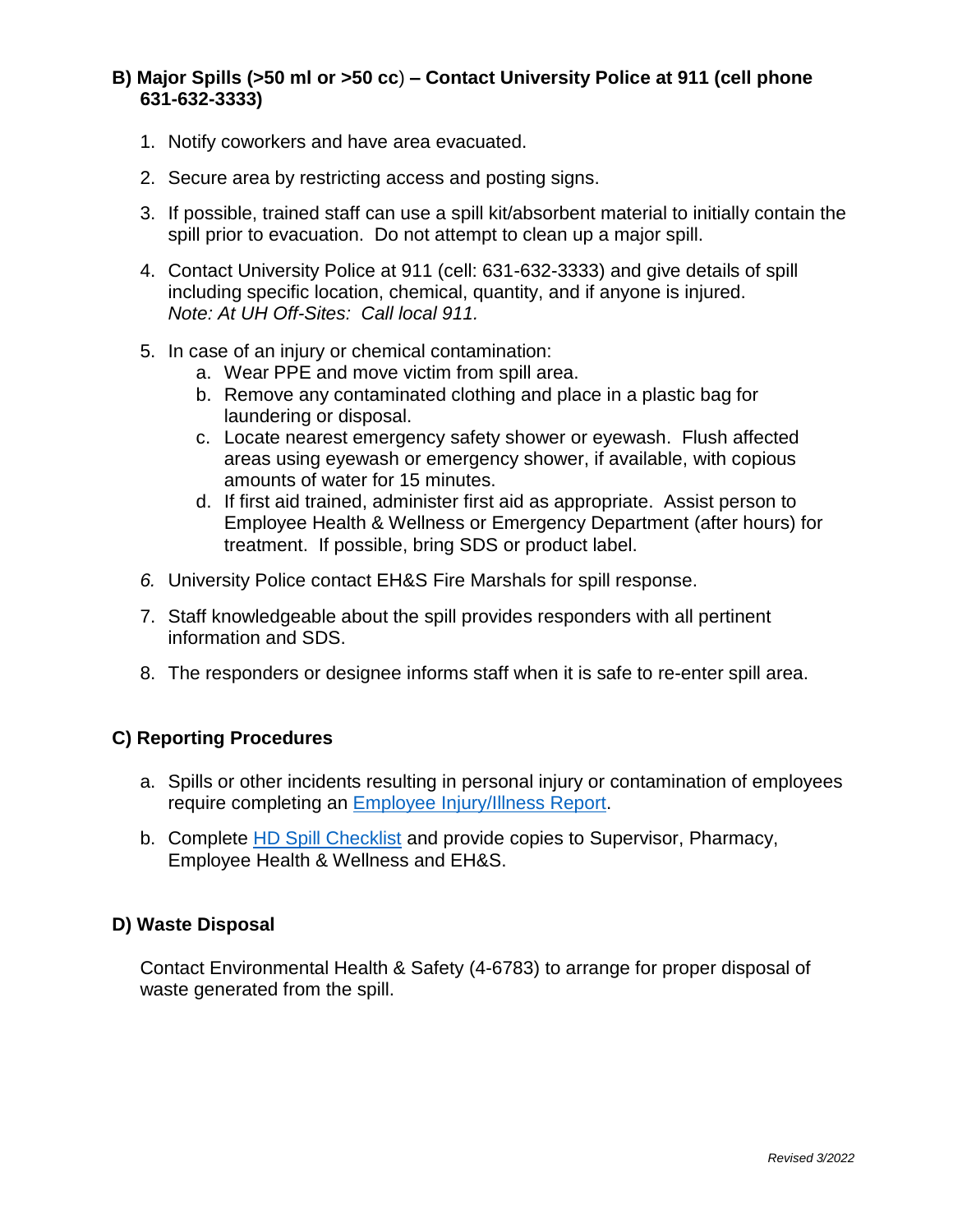## B) Major Spills (>50 ml or >50 cc) – Contact University Police at 911 (cell phone 631-632-3333)

1. Notify coworkers and have area evacuated.

2. Secure area by restricting access and posting signs.

3. If possible, trained staff can use a spill kit/absorbent material to initially contain the spill prior to evacuation. Do not attempt to clean up a major spill.

4. Contact University Police at 911 (cell: 631-632-3333) and give details of spill including specific location, chemical, quantity, and if anyone is injured.
   *Note: At UH Off-Sites: Call local 911.*

5. In case of an injury or chemical contamination:
   a. Wear PPE and move victim from spill area.
   b. Remove any contaminated clothing and place in a plastic bag for laundering or disposal.
   c. Locate nearest emergency safety shower or eyewash. Flush affected areas using eyewash or emergency shower, if available, with copious amounts of water for 15 minutes.
   d. If first aid trained, administer first aid as appropriate. Assist person to Employee Health & Wellness or Emergency Department (after hours) for treatment. If possible, bring SDS or product label.

6. University Police contact EH&S Fire Marshals for spill response.

7. Staff knowledgeable about the spill provides responders with all pertinent information and SDS.

8. The responders or designee informs staff when it is safe to re-enter spill area.

## C) Reporting Procedures

a. Spills or other incidents resulting in personal injury or contamination of employees require completing an Employee Injury/Illness Report.

b. Complete HD Spill Checklist and provide copies to Supervisor, Pharmacy, Employee Health & Wellness and EH&S.

## D) Waste Disposal

Contact Environmental Health & Safety (4-6783) to arrange for proper disposal of waste generated from the spill.

*Revised 3/2022*